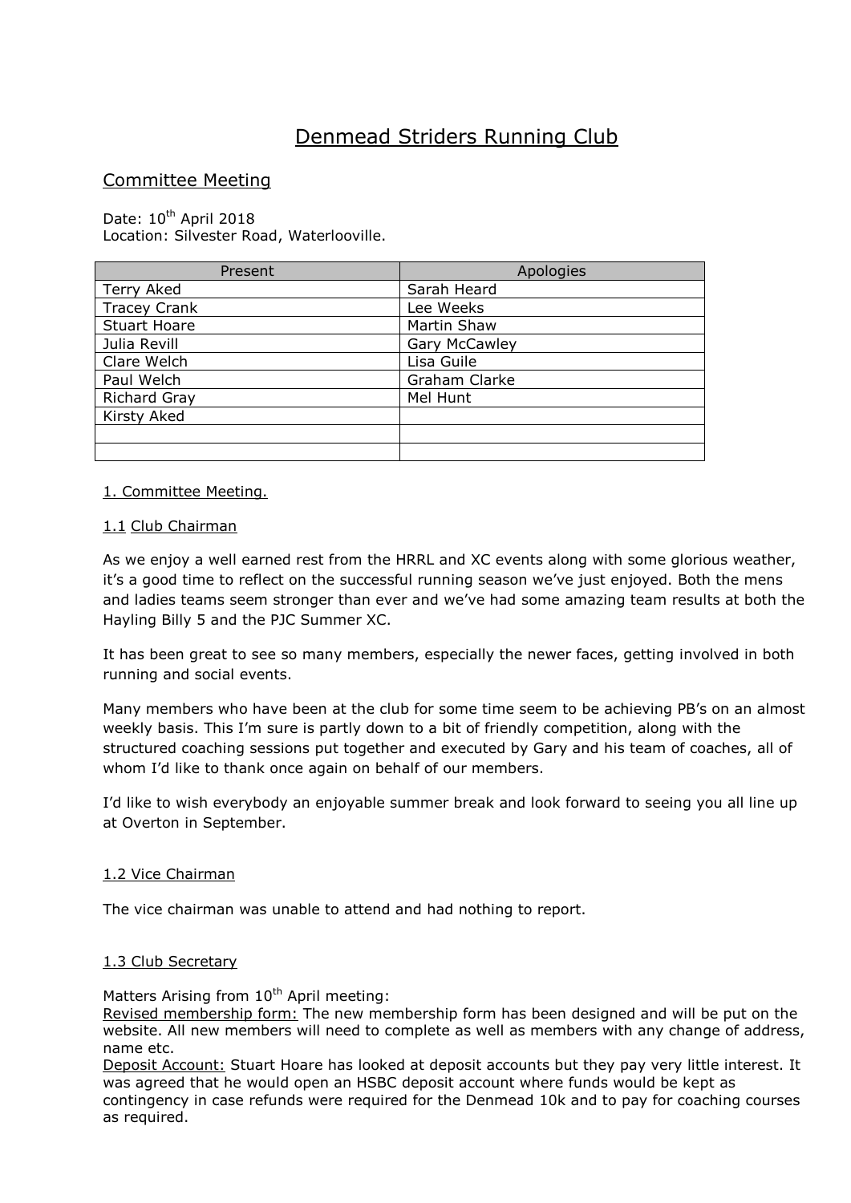# Denmead Striders Running Club

## Committee Meeting

Date: 10th April 2018
Location: Silvester Road, Waterlooville.

| Present | Apologies |
|---|---|
| Terry Aked | Sarah Heard |
| Tracey Crank | Lee Weeks |
| Stuart Hoare | Martin Shaw |
| Julia Revill | Gary McCawley |
| Clare Welch | Lisa Guile |
| Paul Welch | Graham Clarke |
| Richard Gray | Mel Hunt |
| Kirsty Aked | |
| | |
| | |

### 1. Committee Meeting.

#### 1.1 Club Chairman

As we enjoy a well earned rest from the HRRL and XC events along with some glorious weather, it's a good time to reflect on the successful running season we've just enjoyed. Both the mens and ladies teams seem stronger than ever and we've had some amazing team results at both the Hayling Billy 5 and the PJC Summer XC.

It has been great to see so many members, especially the newer faces, getting involved in both running and social events.

Many members who have been at the club for some time seem to be achieving PB's on an almost weekly basis. This I'm sure is partly down to a bit of friendly competition, along with the structured coaching sessions put together and executed by Gary and his team of coaches, all of whom I'd like to thank once again on behalf of our members.

I'd like to wish everybody an enjoyable summer break and look forward to seeing you all line up at Overton in September.

#### 1.2 Vice Chairman

The vice chairman was unable to attend and had nothing to report.

#### 1.3 Club Secretary

Matters Arising from 10th April meeting:
Revised membership form: The new membership form has been designed and will be put on the website. All new members will need to complete as well as members with any change of address, name etc.
Deposit Account: Stuart Hoare has looked at deposit accounts but they pay very little interest. It was agreed that he would open an HSBC deposit account where funds would be kept as contingency in case refunds were required for the Denmead 10k and to pay for coaching courses as required.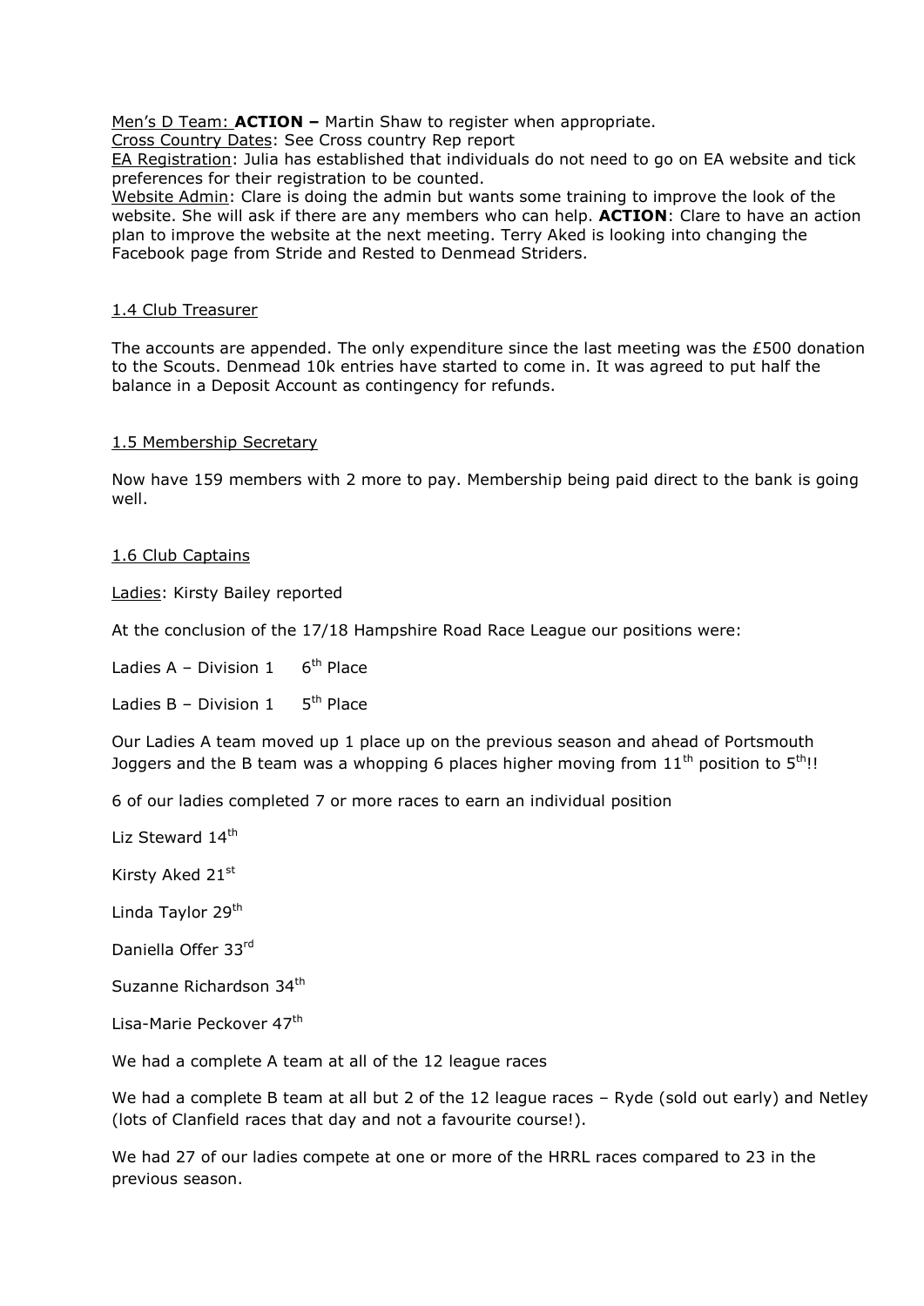Men's D Team: **ACTION –** Martin Shaw to register when appropriate.
Cross Country Dates: See Cross country Rep report
EA Registration: Julia has established that individuals do not need to go on EA website and tick preferences for their registration to be counted.
Website Admin: Clare is doing the admin but wants some training to improve the look of the website. She will ask if there are any members who can help. **ACTION**: Clare to have an action plan to improve the website at the next meeting. Terry Aked is looking into changing the Facebook page from Stride and Rested to Denmead Striders.

### 1.4 Club Treasurer

The accounts are appended. The only expenditure since the last meeting was the £500 donation to the Scouts. Denmead 10k entries have started to come in. It was agreed to put half the balance in a Deposit Account as contingency for refunds.

### 1.5 Membership Secretary

Now have 159 members with 2 more to pay. Membership being paid direct to the bank is going well.

### 1.6 Club Captains

Ladies: Kirsty Bailey reported

At the conclusion of the 17/18 Hampshire Road Race League our positions were:

Ladies A – Division 1 6th Place

Ladies B – Division 1 5th Place

Our Ladies A team moved up 1 place up on the previous season and ahead of Portsmouth Joggers and the B team was a whopping 6 places higher moving from 11th position to 5th!!

6 of our ladies completed 7 or more races to earn an individual position

Liz Steward 14th

Kirsty Aked 21st

Linda Taylor 29th

Daniella Offer 33rd

Suzanne Richardson 34th

Lisa-Marie Peckover 47th

We had a complete A team at all of the 12 league races

We had a complete B team at all but 2 of the 12 league races – Ryde (sold out early) and Netley (lots of Clanfield races that day and not a favourite course!).

We had 27 of our ladies compete at one or more of the HRRL races compared to 23 in the previous season.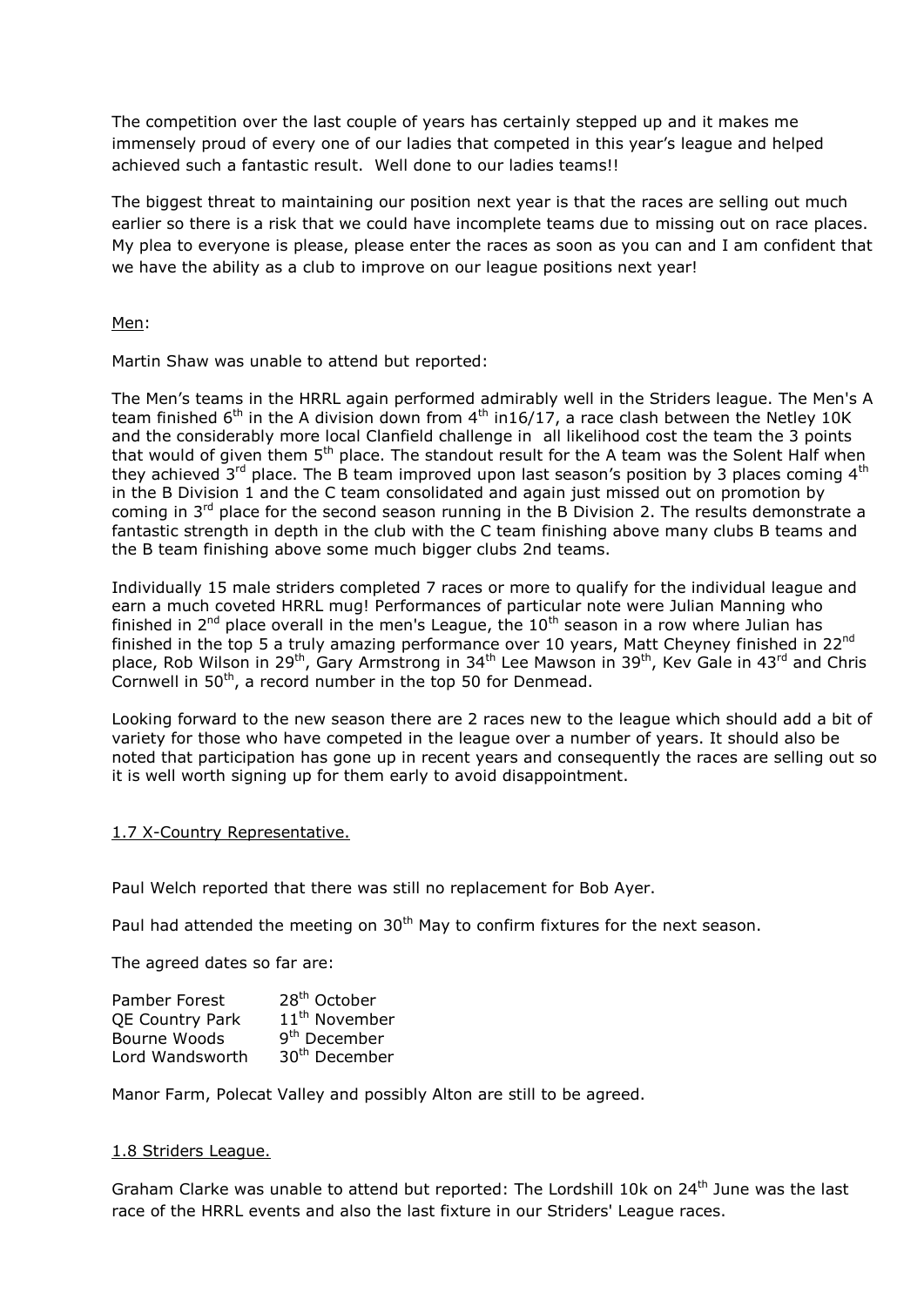The competition over the last couple of years has certainly stepped up and it makes me immensely proud of every one of our ladies that competed in this year's league and helped achieved such a fantastic result. Well done to our ladies teams!!

The biggest threat to maintaining our position next year is that the races are selling out much earlier so there is a risk that we could have incomplete teams due to missing out on race places. My plea to everyone is please, please enter the races as soon as you can and I am confident that we have the ability as a club to improve on our league positions next year!

Men:

Martin Shaw was unable to attend but reported:

The Men's teams in the HRRL again performed admirably well in the Striders league. The Men's A team finished 6th in the A division down from 4th in16/17, a race clash between the Netley 10K and the considerably more local Clanfield challenge in all likelihood cost the team the 3 points that would of given them 5th place. The standout result for the A team was the Solent Half when they achieved 3rd place. The B team improved upon last season's position by 3 places coming 4th in the B Division 1 and the C team consolidated and again just missed out on promotion by coming in 3rd place for the second season running in the B Division 2. The results demonstrate a fantastic strength in depth in the club with the C team finishing above many clubs B teams and the B team finishing above some much bigger clubs 2nd teams.

Individually 15 male striders completed 7 races or more to qualify for the individual league and earn a much coveted HRRL mug! Performances of particular note were Julian Manning who finished in 2nd place overall in the men's League, the 10th season in a row where Julian has finished in the top 5 a truly amazing performance over 10 years, Matt Cheyney finished in 22nd place, Rob Wilson in 29th, Gary Armstrong in 34th Lee Mawson in 39th, Kev Gale in 43rd and Chris Cornwell in 50th, a record number in the top 50 for Denmead.

Looking forward to the new season there are 2 races new to the league which should add a bit of variety for those who have competed in the league over a number of years. It should also be noted that participation has gone up in recent years and consequently the races are selling out so it is well worth signing up for them early to avoid disappointment.

## 1.7 X-Country Representative.

Paul Welch reported that there was still no replacement for Bob Ayer.

Paul had attended the meeting on 30th May to confirm fixtures for the next season.

The agreed dates so far are:

| | |
|---|---|
| Pamber Forest | 28th October |
| QE Country Park | 11th November |
| Bourne Woods | 9th December |
| Lord Wandsworth | 30th December |

Manor Farm, Polecat Valley and possibly Alton are still to be agreed.

## 1.8 Striders League.

Graham Clarke was unable to attend but reported: The Lordshill 10k on 24th June was the last race of the HRRL events and also the last fixture in our Striders' League races.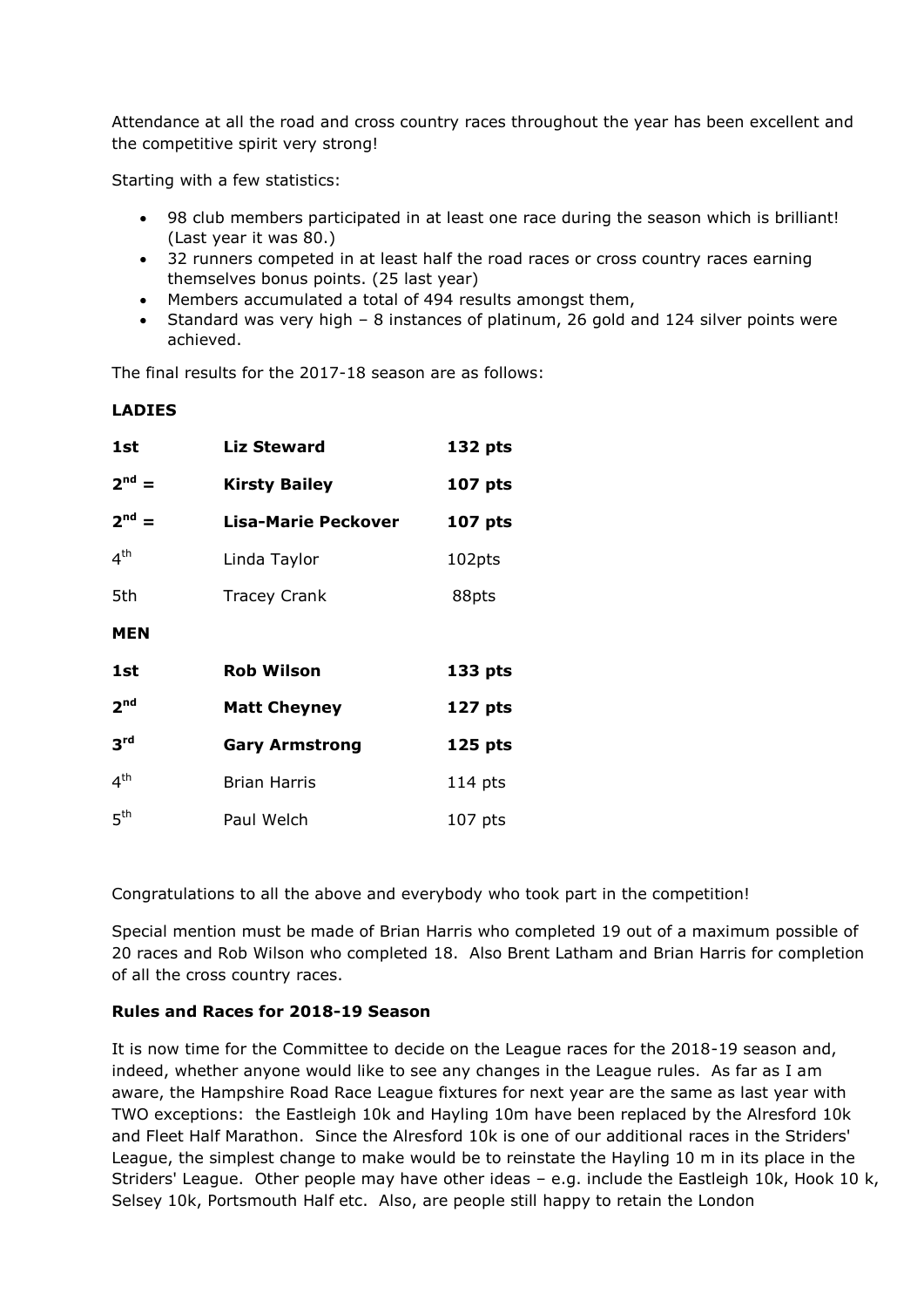Attendance at all the road and cross country races throughout the year has been excellent and the competitive spirit very strong!

Starting with a few statistics:

- 98 club members participated in at least one race during the season which is brilliant! (Last year it was 80.)
- 32 runners competed in at least half the road races or cross country races earning themselves bonus points. (25 last year)
- Members accumulated a total of 494 results amongst them,
- Standard was very high – 8 instances of platinum, 26 gold and 124 silver points were achieved.

The final results for the 2017-18 season are as follows:

**LADIES**

| | | |
|---|---|---|
| **1st** | **Liz Steward** | **132 pts** |
| **2nd =** | **Kirsty Bailey** | **107 pts** |
| **2nd =** | **Lisa-Marie Peckover** | **107 pts** |
| 4th | Linda Taylor | 102pts |
| 5th | Tracey Crank | 88pts |

**MEN**

| | | |
|---|---|---|
| **1st** | **Rob Wilson** | **133 pts** |
| **2nd** | **Matt Cheyney** | **127 pts** |
| **3rd** | **Gary Armstrong** | **125 pts** |
| 4th | Brian Harris | 114 pts |
| 5th | Paul Welch | 107 pts |

Congratulations to all the above and everybody who took part in the competition!

Special mention must be made of Brian Harris who completed 19 out of a maximum possible of 20 races and Rob Wilson who completed 18. Also Brent Latham and Brian Harris for completion of all the cross country races.

**Rules and Races for 2018-19 Season**

It is now time for the Committee to decide on the League races for the 2018-19 season and, indeed, whether anyone would like to see any changes in the League rules. As far as I am aware, the Hampshire Road Race League fixtures for next year are the same as last year with TWO exceptions: the Eastleigh 10k and Hayling 10m have been replaced by the Alresford 10k and Fleet Half Marathon. Since the Alresford 10k is one of our additional races in the Striders' League, the simplest change to make would be to reinstate the Hayling 10 m in its place in the Striders' League. Other people may have other ideas – e.g. include the Eastleigh 10k, Hook 10 k, Selsey 10k, Portsmouth Half etc. Also, are people still happy to retain the London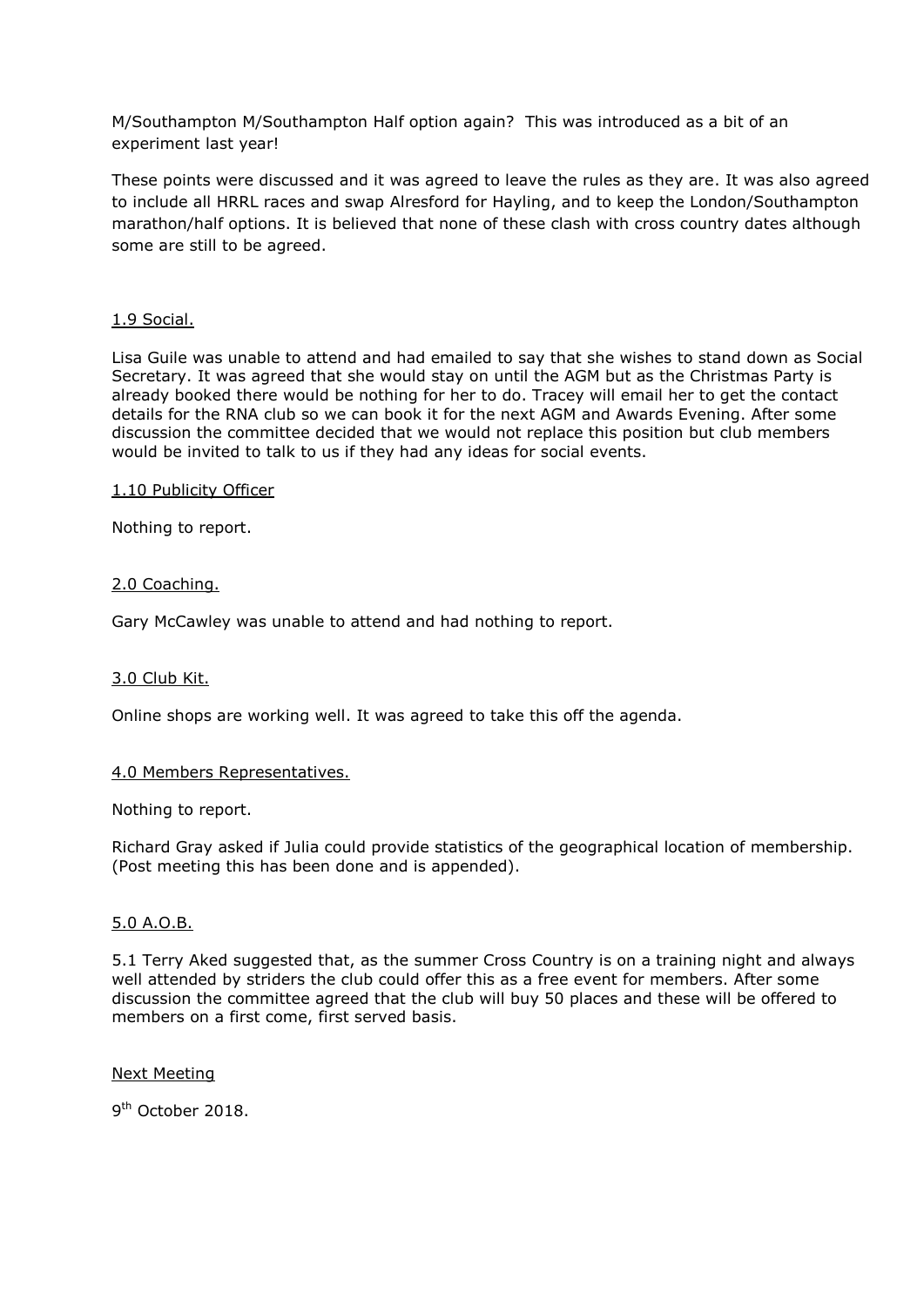M/Southampton M/Southampton Half option again? This was introduced as a bit of an experiment last year!

These points were discussed and it was agreed to leave the rules as they are. It was also agreed to include all HRRL races and swap Alresford for Hayling, and to keep the London/Southampton marathon/half options. It is believed that none of these clash with cross country dates although some are still to be agreed.

1.9 Social.

Lisa Guile was unable to attend and had emailed to say that she wishes to stand down as Social Secretary. It was agreed that she would stay on until the AGM but as the Christmas Party is already booked there would be nothing for her to do. Tracey will email her to get the contact details for the RNA club so we can book it for the next AGM and Awards Evening. After some discussion the committee decided that we would not replace this position but club members would be invited to talk to us if they had any ideas for social events.

1.10 Publicity Officer

Nothing to report.

2.0 Coaching.

Gary McCawley was unable to attend and had nothing to report.

3.0 Club Kit.

Online shops are working well. It was agreed to take this off the agenda.

4.0 Members Representatives.

Nothing to report.

Richard Gray asked if Julia could provide statistics of the geographical location of membership. (Post meeting this has been done and is appended).

5.0 A.O.B.

5.1 Terry Aked suggested that, as the summer Cross Country is on a training night and always well attended by striders the club could offer this as a free event for members. After some discussion the committee agreed that the club will buy 50 places and these will be offered to members on a first come, first served basis.

Next Meeting

9th October 2018.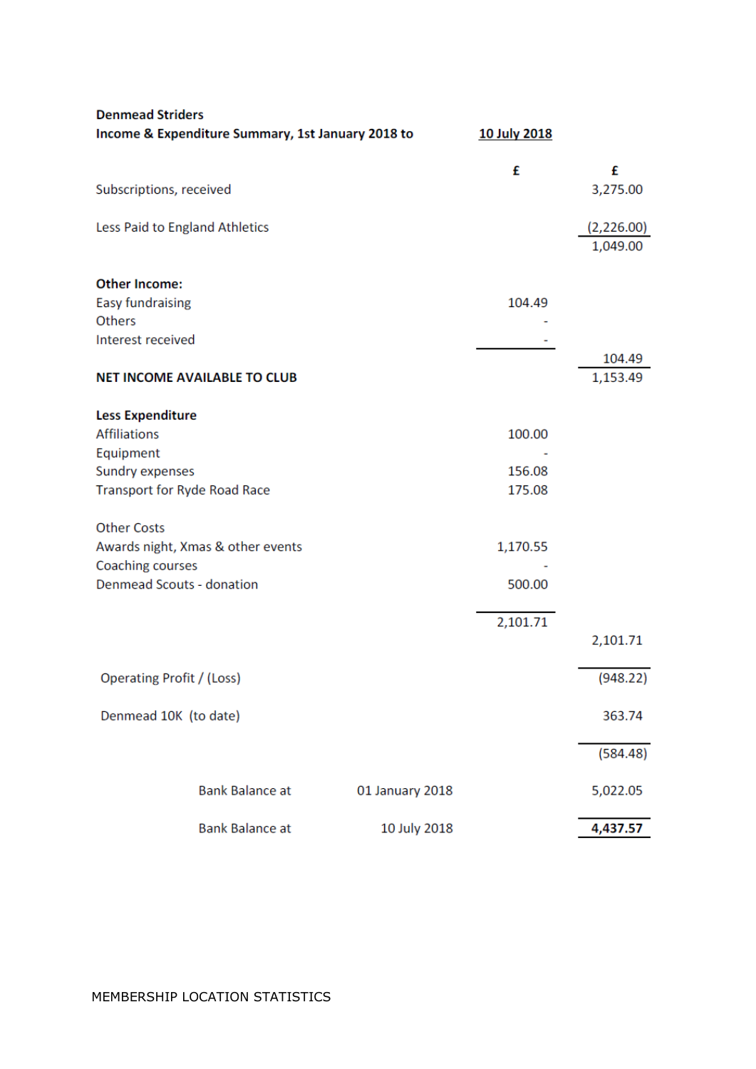**Denmead Striders**

**Income & Expenditure Summary, 1st January 2018 to** **10 July 2018**

| | | £ | £ |
|---|---|---|---|
| Subscriptions, received | | | 3,275.00 |
| Less Paid to England Athletics | | | (2,226.00) |
| | | | 1,049.00 |
| **Other Income:** | | | |
| Easy fundraising | | 104.49 | |
| Others | | - | |
| Interest received | | - | |
| | | | 104.49 |
| **NET INCOME AVAILABLE TO CLUB** | | | 1,153.49 |
| **Less Expenditure** | | | |
| Affiliations | | 100.00 | |
| Equipment | | - | |
| Sundry expenses | | 156.08 | |
| Transport for Ryde Road Race | | 175.08 | |
| Other Costs | | | |
| Awards night, Xmas & other events | | 1,170.55 | |
| Coaching courses | | - | |
| Denmead Scouts - donation | | 500.00 | |
| | | 2,101.71 | |
| | | | 2,101.71 |
| Operating Profit / (Loss) | | | (948.22) |
| Denmead 10K (to date) | | | 363.74 |
| | | | (584.48) |
| Bank Balance at | 01 January 2018 | | 5,022.05 |
| Bank Balance at | 10 July 2018 | | **4,437.57** |

MEMBERSHIP LOCATION STATISTICS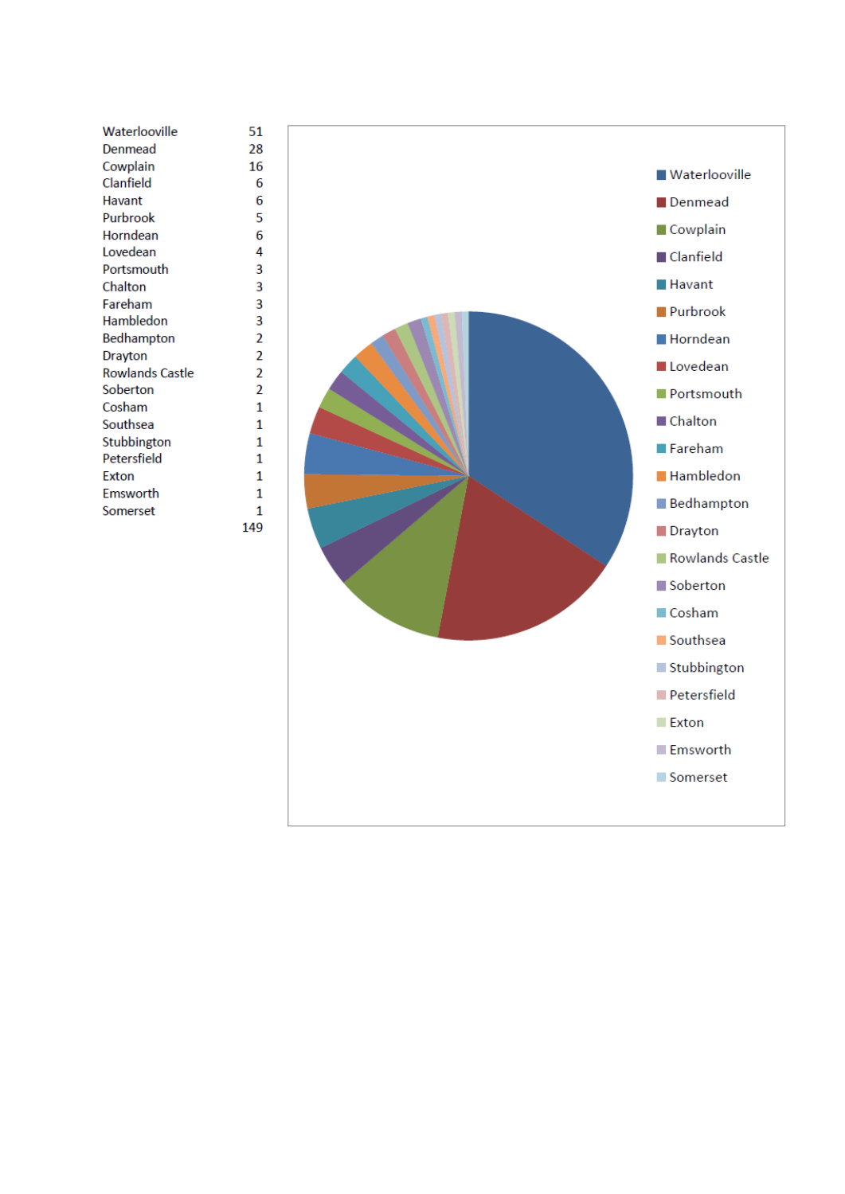| | |
|---|---|
| Waterlooville | 51 |
| Denmead | 28 |
| Cowplain | 16 |
| Clanfield | 6 |
| Havant | 6 |
| Purbrook | 5 |
| Horndean | 6 |
| Lovedean | 4 |
| Portsmouth | 3 |
| Chalton | 3 |
| Fareham | 3 |
| Hambledon | 3 |
| Bedhampton | 2 |
| Drayton | 2 |
| Rowlands Castle | 2 |
| Soberton | 2 |
| Cosham | 1 |
| Southsea | 1 |
| Stubbington | 1 |
| Petersfield | 1 |
| Exton | 1 |
| Emsworth | 1 |
| Somerset | 1 |
| | 149 |

Waterlooville
Denmead
Cowplain
Clanfield
Havant
Purbrook
Horndean
Lovedean
Portsmouth
Chalton
Fareham
Hambledon
Bedhampton
Drayton
Rowlands Castle
Soberton
Cosham
Southsea
Stubbington
Petersfield
Exton
Emsworth
Somerset